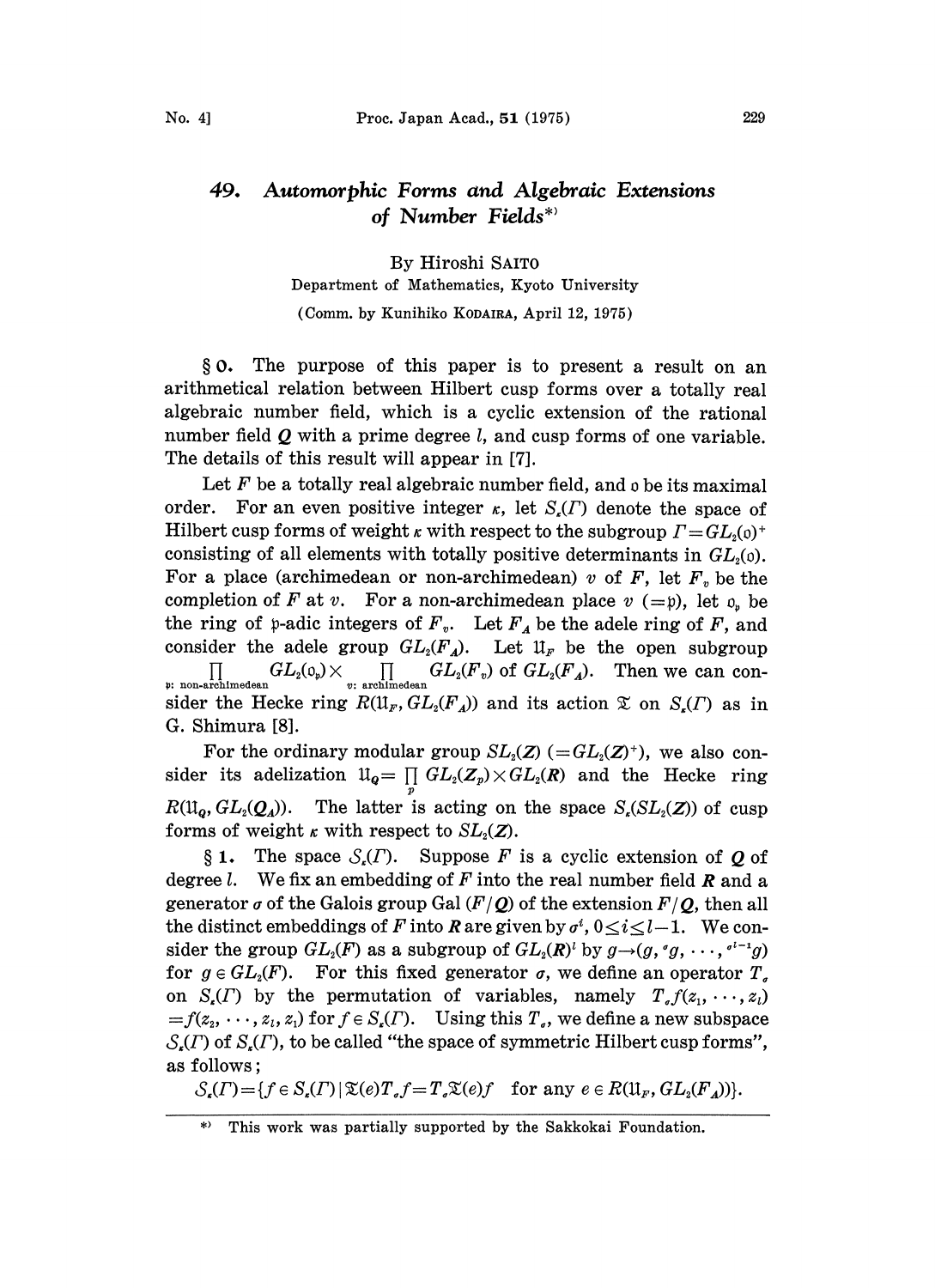# 49. *Automorphic Forms and Algebraic Extensions of Number Fields*[*)]

By Hiroshi SAITO

Department of Mathematics, Kyoto University

(Comm. by Kunihiko KODAIRA, April 12, 1975)

§ 0. The purpose of this paper is to present a result on an arithmetical relation between Hilbert cusp forms over a totally real algebraic number field, which is a cyclic extension of the rational number field $\boldsymbol{Q}$ with a prime degree $l$, and cusp forms of one variable. The details of this result will appear in [7].

Let $F$ be a totally real algebraic number field, and $\mathfrak{o}$ be its maximal order. For an even positive integer $\kappa$, let $S_\kappa(\Gamma)$ denote the space of Hilbert cusp forms of weight $\kappa$ with respect to the subgroup $\Gamma = GL_2(\mathfrak{o})^+$ consisting of all elements with totally positive determinants in $GL_2(\mathfrak{o})$. For a place (archimedean or non-archimedean) $v$ of $F$, let $F_v$ be the completion of $F$ at $v$. For a non-archimedean place $v$ $(=\mathfrak{p})$, let $\mathfrak{o}_\mathfrak{p}$ be the ring of $\mathfrak{p}$-adic integers of $F_v$. Let $F_A$ be the adele ring of $F$, and consider the adele group $GL_2(F_A)$. Let $\mathfrak{U}_F$ be the open subgroup $\prod_{\mathfrak{p}:\text{ non-archimedean}} GL_2(\mathfrak{o}_\mathfrak{p}) \times \prod_{v:\text{ archimedean}} GL_2(F_v)$ of $GL_2(F_A)$. Then we can consider the Hecke ring $R(\mathfrak{U}_F, GL_2(F_A))$ and its action $\mathfrak{T}$ on $S_\kappa(\Gamma)$ as in G. Shimura [8].

For the ordinary modular group $SL_2(\boldsymbol{Z})$ $(=GL_2(\boldsymbol{Z})^+)$, we also consider its adelization $\mathfrak{U}_\boldsymbol{Q} = \prod_p GL_2(\boldsymbol{Z}_p) \times GL_2(\boldsymbol{R})$ and the Hecke ring $R(\mathfrak{U}_\boldsymbol{Q}, GL_2(\boldsymbol{Q}_A))$. The latter is acting on the space $S_\kappa(SL_2(\boldsymbol{Z}))$ of cusp forms of weight $\kappa$ with respect to $SL_2(\boldsymbol{Z})$.

§ 1. **The space $\mathcal{S}_\kappa(\Gamma)$.** Suppose $F$ is a cyclic extension of $\boldsymbol{Q}$ of degree $l$. We fix an embedding of $F$ into the real number field $\boldsymbol{R}$ and a generator $\sigma$ of the Galois group Gal $(F/\boldsymbol{Q})$ of the extension $F/\boldsymbol{Q}$, then all the distinct embeddings of $F$ into $\boldsymbol{R}$ are given by $\sigma^i$, $0 \le i \le l-1$. We consider the group $GL_2(F)$ as a subgroup of $GL_2(\boldsymbol{R})^l$ by $g \to (g, {}^\sigma g, \cdots, {}^{\sigma^{l-1}}g)$ for $g \in GL_2(F)$. For this fixed generator $\sigma$, we define an operator $T_\sigma$ on $S_\kappa(\Gamma)$ by the permutation of variables, namely $T_\sigma f(z_1, \cdots, z_l) = f(z_2, \cdots, z_l, z_1)$ for $f \in S_\kappa(\Gamma)$. Using this $T_\sigma$, we define a new subspace $\mathcal{S}_\kappa(\Gamma)$ of $S_\kappa(\Gamma)$, to be called "the space of symmetric Hilbert cusp forms", as follows;

$$\mathcal{S}_\kappa(\Gamma) = \{f \in S_\kappa(\Gamma) \mid \mathfrak{T}(e)T_\sigma f = T_\sigma \mathfrak{T}(e) f \quad \text{for any } e \in R(\mathfrak{U}_F, GL_2(F_A))\}.$$

---

[*)] This work was partially supported by the Sakkokai Foundation.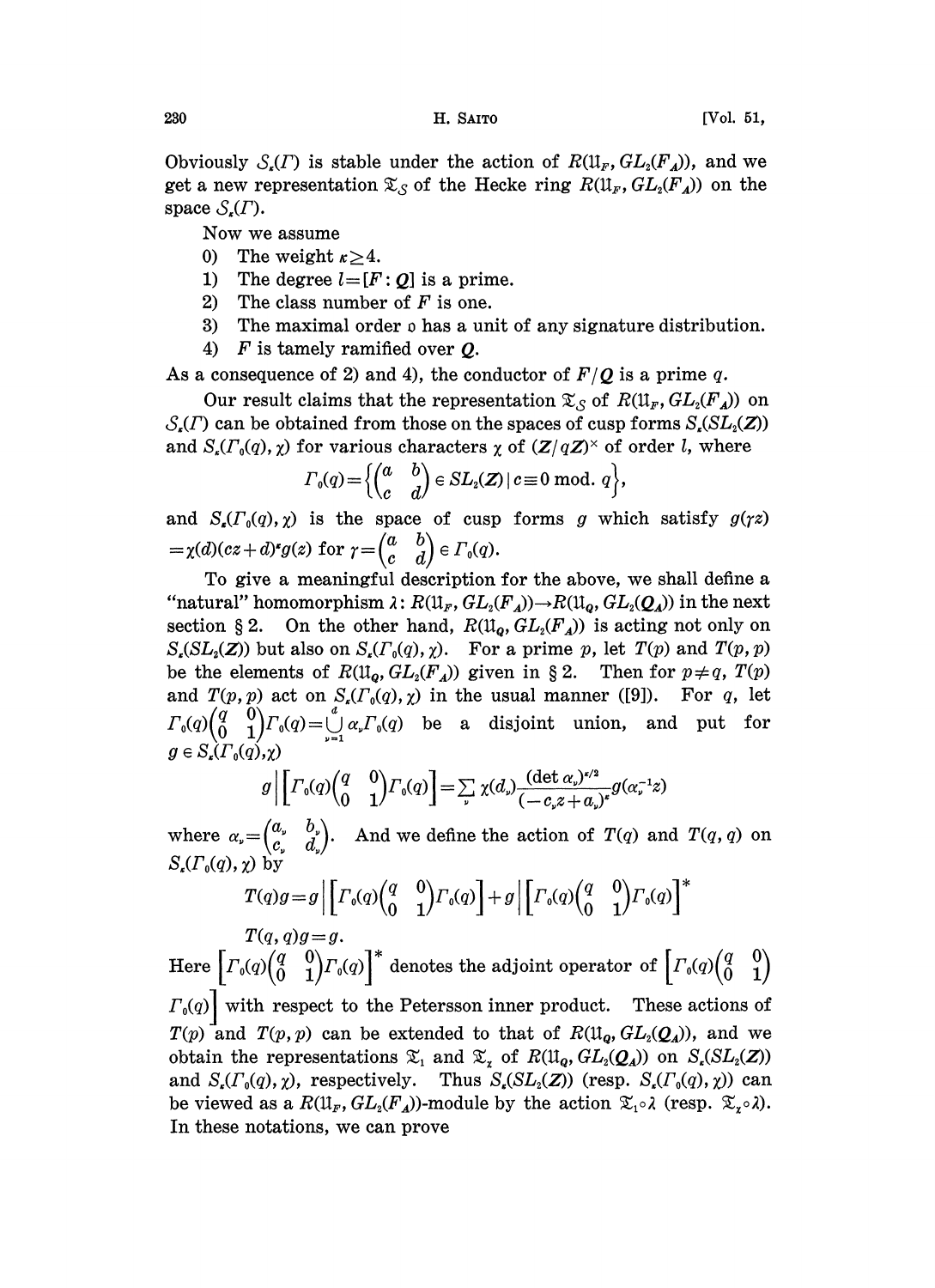Obviously $\mathcal{S}_\kappa(\Gamma)$ is stable under the action of $R(\mathfrak{U}_F, GL_2(F_A))$, and we get a new representation $\mathfrak{T}_{\mathcal{S}}$ of the Hecke ring $R(\mathfrak{U}_F, GL_2(F_A))$ on the space $\mathcal{S}_\kappa(\Gamma)$.

Now we assume

0) The weight $\kappa \geq 4$.
1) The degree $l = [F : \boldsymbol{Q}]$ is a prime.
2) The class number of $F$ is one.
3) The maximal order $\mathfrak{o}$ has a unit of any signature distribution.
4) $F$ is tamely ramified over $\boldsymbol{Q}$.

As a consequence of 2) and 4), the conductor of $F/\boldsymbol{Q}$ is a prime $q$.

Our result claims that the representation $\mathfrak{T}_{\mathcal{S}}$ of $R(\mathfrak{U}_F, GL_2(F_A))$ on $\mathcal{S}_\kappa(\Gamma)$ can be obtained from those on the spaces of cusp forms $S_\kappa(SL_2(\boldsymbol{Z}))$ and $S_\kappa(\Gamma_0(q), \chi)$ for various characters $\chi$ of $(\boldsymbol{Z}/q\boldsymbol{Z})^\times$ of order $l$, where

$$\Gamma_0(q) = \left\{ \begin{pmatrix} a & b \\ c & d \end{pmatrix} \in SL_2(\boldsymbol{Z}) \,\middle|\, c \equiv 0 \bmod. q \right\},$$

and $S_\kappa(\Gamma_0(q), \chi)$ is the space of cusp forms $g$ which satisfy $g(\gamma z) = \chi(d)(cz+d)^\kappa g(z)$ for $\gamma = \begin{pmatrix} a & b \\ c & d \end{pmatrix} \in \Gamma_0(q)$.

To give a meaningful description for the above, we shall define a "natural" homomorphism $\lambda : R(\mathfrak{U}_F, GL_2(F_A)) \to R(\mathfrak{U}_Q, GL_2(\boldsymbol{Q}_A))$ in the next section § 2. On the other hand, $R(\mathfrak{U}_Q, GL_2(F_A))$ is acting not only on $S_\kappa(SL_2(\boldsymbol{Z}))$ but also on $S_\kappa(\Gamma_0(q), \chi)$. For a prime $p$, let $T(p)$ and $T(p,p)$ be the elements of $R(\mathfrak{U}_Q, GL_2(F_A))$ given in § 2. Then for $p \neq q$, $T(p)$ and $T(p,p)$ act on $S_\kappa(\Gamma_0(q), \chi)$ in the usual manner ([9]). For $q$, let $\Gamma_0(q)\begin{pmatrix} q & 0 \\ 0 & 1 \end{pmatrix}\Gamma_0(q) = \bigcup_{\nu=1}^{d} \alpha_\nu \Gamma_0(q)$ be a disjoint union, and put for $g \in S_\kappa(\Gamma_0(q), \chi)$

$$g \left| \left[ \Gamma_0(q) \begin{pmatrix} q & 0 \\ 0 & 1 \end{pmatrix} \Gamma_0(q) \right] \right. = \sum_\nu \chi(d_\nu) \frac{(\det \alpha_\nu)^{\kappa/2}}{(-c_\nu z + a_\nu)^\kappa} g(\alpha_\nu^{-1} z)$$

where $\alpha_\nu = \begin{pmatrix} a_\nu & b_\nu \\ c_\nu & d_\nu \end{pmatrix}$. And we define the action of $T(q)$ and $T(q,q)$ on $S_\kappa(\Gamma_0(q), \chi)$ by

$$T(q)g = g \left| \left[ \Gamma_0(q) \begin{pmatrix} q & 0 \\ 0 & 1 \end{pmatrix} \Gamma_0(q) \right] \right. + g \left| \left[ \Gamma_0(q) \begin{pmatrix} q & 0 \\ 0 & 1 \end{pmatrix} \Gamma_0(q) \right]^* \right.$$

$$T(q,q)g = g.$$

Here $\left[ \Gamma_0(q) \begin{pmatrix} q & 0 \\ 0 & 1 \end{pmatrix} \Gamma_0(q) \right]^*$ denotes the adjoint operator of $\left[ \Gamma_0(q) \begin{pmatrix} q & 0 \\ 0 & 1 \end{pmatrix} \Gamma_0(q) \right]$ with respect to the Petersson inner product. These actions of $T(p)$ and $T(p,p)$ can be extended to that of $R(\mathfrak{U}_Q, GL_2(\boldsymbol{Q}_A))$, and we obtain the representations $\mathfrak{T}_1$ and $\mathfrak{T}_\chi$ of $R(\mathfrak{U}_Q, GL_2(\boldsymbol{Q}_A))$ on $S_\kappa(SL_2(\boldsymbol{Z}))$ and $S_\kappa(\Gamma_0(q), \chi)$, respectively. Thus $S_\kappa(SL_2(\boldsymbol{Z}))$ (resp. $S_\kappa(\Gamma_0(q), \chi)$) can be viewed as a $R(\mathfrak{U}_F, GL_2(F_A))$-module by the action $\mathfrak{T}_1 \circ \lambda$ (resp. $\mathfrak{T}_\chi \circ \lambda$). In these notations, we can prove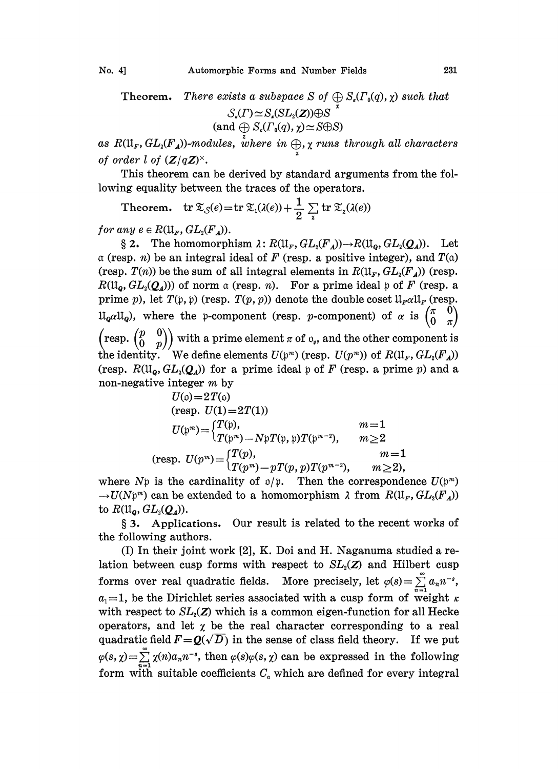**Theorem.** *There exists a subspace $S$ of $\bigoplus_{\chi} S_\kappa(\Gamma_0(q), \chi)$ such that*

$$\mathcal{S}_\kappa(\Gamma) \simeq S_\kappa(SL_2(\mathbf{Z})) \oplus S$$
$$(\text{and } \bigoplus_{\chi} S_\kappa(\Gamma_0(q), \chi) \simeq S \oplus S)$$

*as $R(\mathfrak{U}_F, GL_2(F_A))$-modules, where in $\bigoplus_{\chi}$, $\chi$ runs through all characters of order $l$ of $(\mathbf{Z}/q\mathbf{Z})^\times$.*

This theorem can be derived by standard arguments from the following equality between the traces of the operators.

**Theorem.** $\operatorname{tr} \mathfrak{T}_{\mathcal{S}}(e) = \operatorname{tr} \mathfrak{T}_1(\lambda(e)) + \frac{1}{2} \sum_{\chi} \operatorname{tr} \mathfrak{T}_\chi(\lambda(e))$

*for any $e \in R(\mathfrak{U}_F, GL_2(F_A))$.*

§ 2. The homomorphism $\lambda: R(\mathfrak{U}_F, GL_2(F_A)) \to R(\mathfrak{U}_Q, GL_2(\mathbf{Q}_A))$. Let $\mathfrak{a}$ (resp. $n$) be an integral ideal of $F$ (resp. a positive integer), and $T(\mathfrak{a})$ (resp. $T(n)$) be the sum of all integral elements in $R(\mathfrak{U}_F, GL_2(F_A))$ (resp. $R(\mathfrak{U}_Q, GL_2(\mathbf{Q}_A))$) of norm $\mathfrak{a}$ (resp. $n$). For a prime ideal $\mathfrak{p}$ of $F$ (resp. a prime $p$), let $T(\mathfrak{p}, \mathfrak{p})$ (resp. $T(p, p)$) denote the double coset $\mathfrak{U}_F \alpha \mathfrak{U}_F$ (resp. $\mathfrak{U}_Q \alpha \mathfrak{U}_Q$), where the $\mathfrak{p}$-component (resp. $p$-component) of $\alpha$ is $\begin{pmatrix} \pi & 0 \\ 0 & \pi \end{pmatrix}$ $\left(\text{resp. } \begin{pmatrix} p & 0 \\ 0 & p \end{pmatrix}\right)$ with a prime element $\pi$ of $\mathfrak{o}_\mathfrak{p}$, and the other component is the identity. We define elements $U(\mathfrak{p}^m)$ (resp. $U(p^m)$) of $R(\mathfrak{U}_F, GL_2(F_A))$ (resp. $R(\mathfrak{U}_Q, GL_2(\mathbf{Q}_A))$ for a prime ideal $\mathfrak{p}$ of $F$ (resp. a prime $p$) and a non-negative integer $m$ by

$$U(\mathfrak{o}) = 2T(\mathfrak{o})$$
$$(\text{resp. } U(1) = 2T(1))$$
$$U(\mathfrak{p}^m) = \begin{cases} T(\mathfrak{p}), & m = 1 \\ T(\mathfrak{p}^m) - N\mathfrak{p}\, T(\mathfrak{p}, \mathfrak{p}) T(\mathfrak{p}^{m-2}), & m \geq 2 \end{cases}$$
$$\left(\text{resp. } U(p^m) = \begin{cases} T(p), & m = 1 \\ T(p^m) - p\, T(p, p) T(p^{m-2}), & m \geq 2), \end{cases}\right.$$

where $N\mathfrak{p}$ is the cardinality of $\mathfrak{o}/\mathfrak{p}$. Then the correspondence $U(\mathfrak{p}^m) \to U(N\mathfrak{p}^m)$ can be extended to a homomorphism $\lambda$ from $R(\mathfrak{U}_F, GL_2(F_A))$ to $R(\mathfrak{U}_Q, GL_2(\mathbf{Q}_A))$.

§ 3. **Applications.** Our result is related to the recent works of the following authors.

(I) In their joint work [2], K. Doi and H. Naganuma studied a relation between cusp forms with respect to $SL_2(\mathbf{Z})$ and Hilbert cusp forms over real quadratic fields. More precisely, let $\varphi(s) = \sum_{n=1}^{\infty} a_n n^{-s}$, $a_1 = 1$, be the Dirichlet series associated with a cusp form of weight $\kappa$ with respect to $SL_2(\mathbf{Z})$ which is a common eigen-function for all Hecke operators, and let $\chi$ be the real character corresponding to a real quadratic field $F = \mathbf{Q}(\sqrt{D})$ in the sense of class field theory. If we put $\varphi(s, \chi) = \sum_{n=1}^{\infty} \chi(n) a_n n^{-s}$, then $\varphi(s)\varphi(s, \chi)$ can be expressed in the following form with suitable coefficients $C_\mathfrak{a}$ which are defined for every integral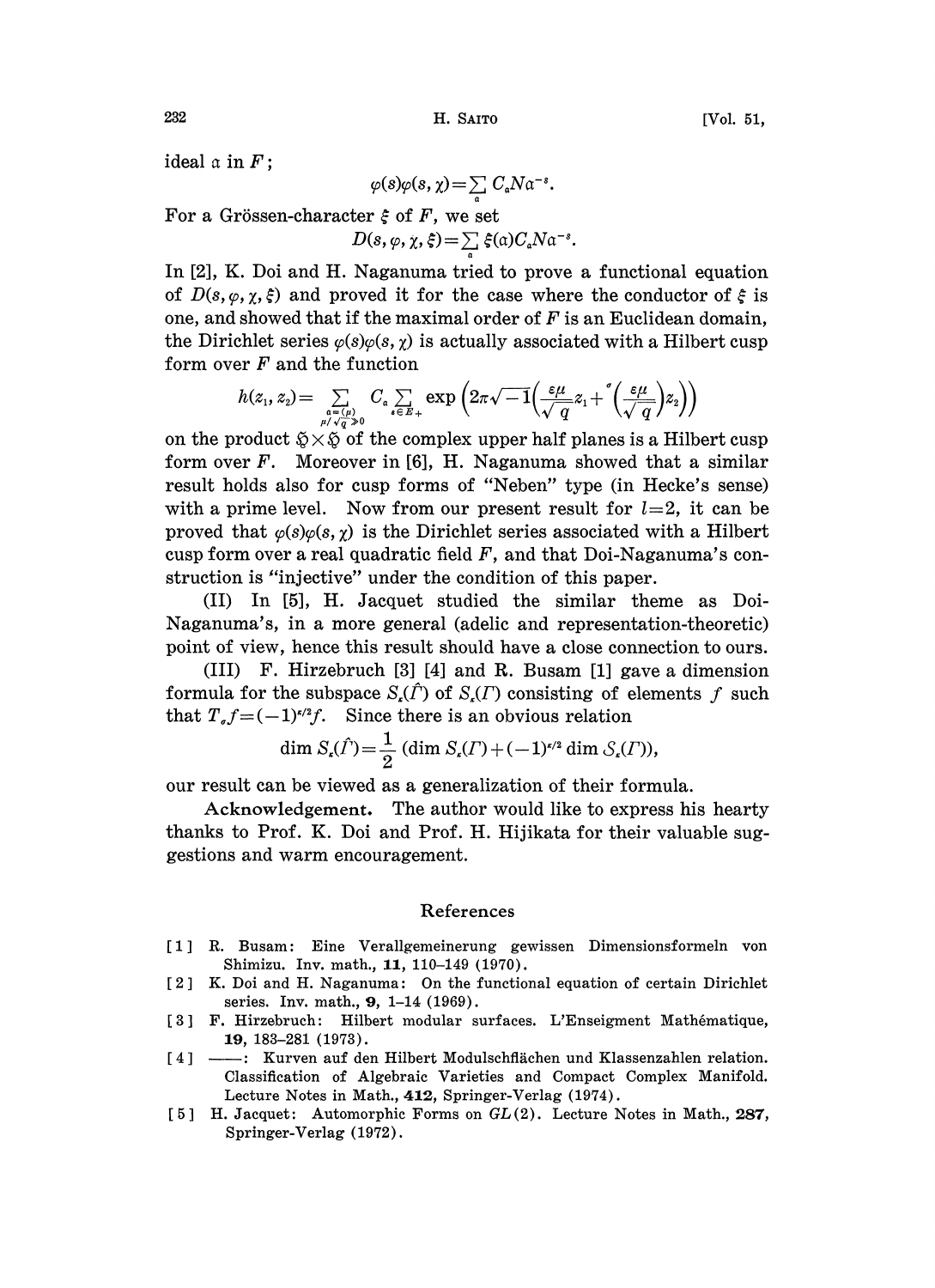ideal $\mathfrak{a}$ in $F$;

$$\varphi(s)\varphi(s,\chi)=\sum_{\mathfrak{a}} C_{\mathfrak{a}} N\mathfrak{a}^{-s}.$$

For a Grössen-character $\xi$ of $F$, we set

$$D(s,\varphi,\chi,\xi)=\sum_{\mathfrak{a}} \xi(\mathfrak{a}) C_{\mathfrak{a}} N\mathfrak{a}^{-s}.$$

In [2], K. Doi and H. Naganuma tried to prove a functional equation of $D(s,\varphi,\chi,\xi)$ and proved it for the case where the conductor of $\xi$ is one, and showed that if the maximal order of $F$ is an Euclidean domain, the Dirichlet series $\varphi(s)\varphi(s,\chi)$ is actually associated with a Hilbert cusp form over $F$ and the function

$$h(z_1,z_2)=\sum_{\substack{\mathfrak{a}=(\mu)\\ \mu/\sqrt{q}\gg 0}} C_{\mathfrak{a}} \sum_{\varepsilon\in E_+} \exp\left(2\pi\sqrt{-1}\left(\frac{\varepsilon\mu}{\sqrt{q}}z_1+{}^{\sigma}\!\left(\frac{\varepsilon\mu}{\sqrt{q}}\right)z_2\right)\right)$$

on the product $\mathfrak{H}\times\mathfrak{H}$ of the complex upper half planes is a Hilbert cusp form over $F$. Moreover in [6], H. Naganuma showed that a similar result holds also for cusp forms of "Neben" type (in Hecke's sense) with a prime level. Now from our present result for $l=2$, it can be proved that $\varphi(s)\varphi(s,\chi)$ is the Dirichlet series associated with a Hilbert cusp form over a real quadratic field $F$, and that Doi-Naganuma's construction is "injective" under the condition of this paper.

(II) In [5], H. Jacquet studied the similar theme as Doi-Naganuma's, in a more general (adelic and representation-theoretic) point of view, hence this result should have a close connection to ours.

(III) F. Hirzebruch [3] [4] and R. Busam [1] gave a dimension formula for the subspace $S_\kappa(\hat{\Gamma})$ of $S_\kappa(\Gamma)$ consisting of elements $f$ such that $T_\sigma f=(-1)^{\kappa/2}f$. Since there is an obvious relation

$$\dim S_\kappa(\hat{\Gamma})=\frac{1}{2}\,(\dim S_\kappa(\Gamma)+(-1)^{\kappa/2}\dim \mathcal{S}_\kappa(\Gamma)),$$

our result can be viewed as a generalization of their formula.

**Acknowledgement.** The author would like to express his hearty thanks to Prof. K. Doi and Prof. H. Hijikata for their valuable suggestions and warm encouragement.

## References

[1] R. Busam: Eine Verallgemeinerung gewissen Dimensionsformeln von Shimizu. Inv. math., **11**, 110–149 (1970).

[2] K. Doi and H. Naganuma: On the functional equation of certain Dirichlet series. Inv. math., **9**, 1–14 (1969).

[3] F. Hirzebruch: Hilbert modular surfaces. L'Enseigment Mathématique, **19**, 183–281 (1973).

[4] ——: Kurven auf den Hilbert Modulschflächen und Klassenzahlen relation. Classification of Algebraic Varieties and Compact Complex Manifold. Lecture Notes in Math., **412**, Springer-Verlag (1974).

[5] H. Jacquet: Automorphic Forms on $GL(2)$. Lecture Notes in Math., **287**, Springer-Verlag (1972).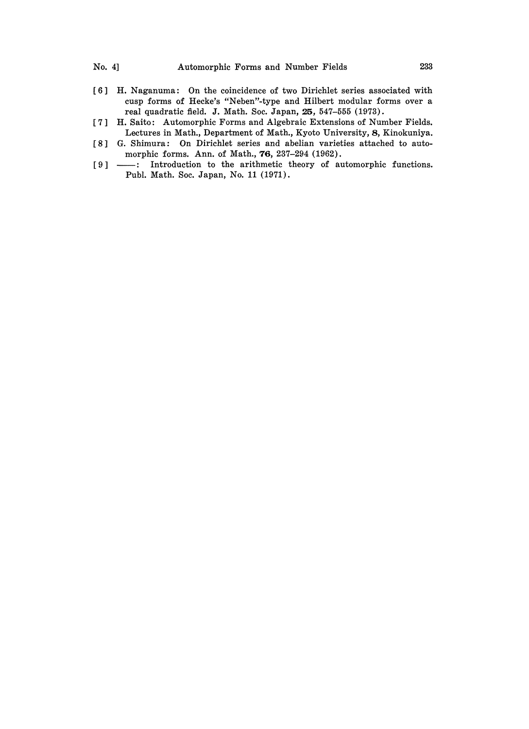[6] H. Naganuma: On the coincidence of two Dirichlet series associated with cusp forms of Hecke's "Neben"-type and Hilbert modular forms over a real quadratic field. J. Math. Soc. Japan, **25**, 547–555 (1973).

[7] H. Saito: Automorphic Forms and Algebraic Extensions of Number Fields. Lectures in Math., Department of Math., Kyoto University, **8**, Kinokuniya.

[8] G. Shimura: On Dirichlet series and abelian varieties attached to automorphic forms. Ann. of Math., **76**, 237–294 (1962).

[9] ——: Introduction to the arithmetic theory of automorphic functions. Publ. Math. Soc. Japan, No. 11 (1971).